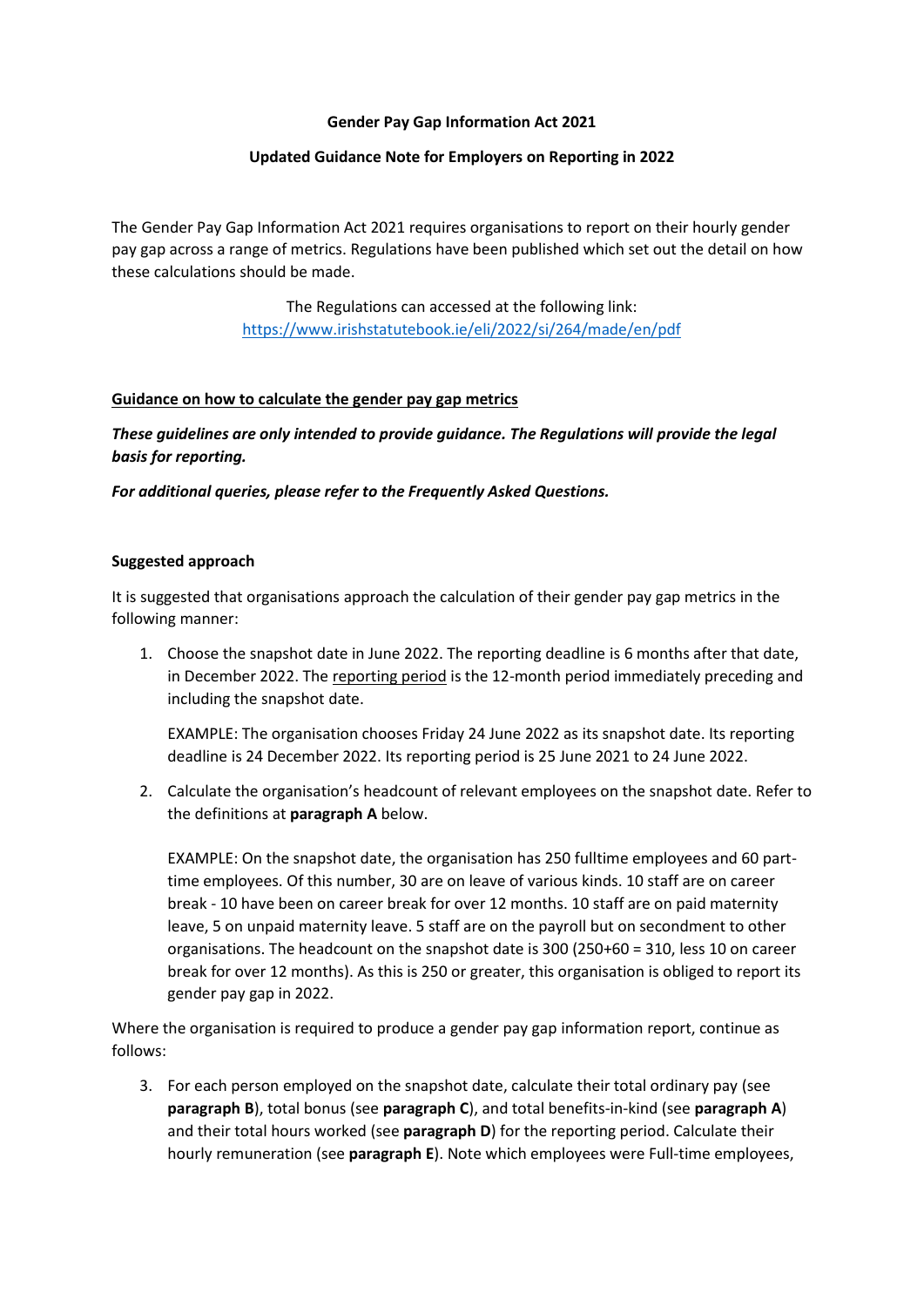**Gender Pay Gap Information Act 2021**

**Updated Guidance Note for Employers on Reporting in 2022**

The Gender Pay Gap Information Act 2021 requires organisations to report on their hourly gender pay gap across a range of metrics. Regulations have been published which set out the detail on how these calculations should be made.

The Regulations can accessed at the following link: https://www.irishstatutebook.ie/eli/2022/si/264/made/en/pdf

**Guidance on how to calculate the gender pay gap metrics**

***These guidelines are only intended to provide guidance. The Regulations will provide the legal basis for reporting.***

***For additional queries, please refer to the Frequently Asked Questions.***

**Suggested approach**

It is suggested that organisations approach the calculation of their gender pay gap metrics in the following manner:

1. Choose the snapshot date in June 2022. The reporting deadline is 6 months after that date, in December 2022. The reporting period is the 12-month period immediately preceding and including the snapshot date.

   EXAMPLE: The organisation chooses Friday 24 June 2022 as its snapshot date. Its reporting deadline is 24 December 2022. Its reporting period is 25 June 2021 to 24 June 2022.

2. Calculate the organisation's headcount of relevant employees on the snapshot date. Refer to the definitions at **paragraph A** below.

   EXAMPLE: On the snapshot date, the organisation has 250 fulltime employees and 60 part-time employees. Of this number, 30 are on leave of various kinds. 10 staff are on career break - 10 have been on career break for over 12 months. 10 staff are on paid maternity leave, 5 on unpaid maternity leave. 5 staff are on the payroll but on secondment to other organisations. The headcount on the snapshot date is 300 (250+60 = 310, less 10 on career break for over 12 months). As this is 250 or greater, this organisation is obliged to report its gender pay gap in 2022.

Where the organisation is required to produce a gender pay gap information report, continue as follows:

3. For each person employed on the snapshot date, calculate their total ordinary pay (see **paragraph B**), total bonus (see **paragraph C**), and total benefits-in-kind (see **paragraph A**) and their total hours worked (see **paragraph D**) for the reporting period. Calculate their hourly remuneration (see **paragraph E**). Note which employees were Full-time employees,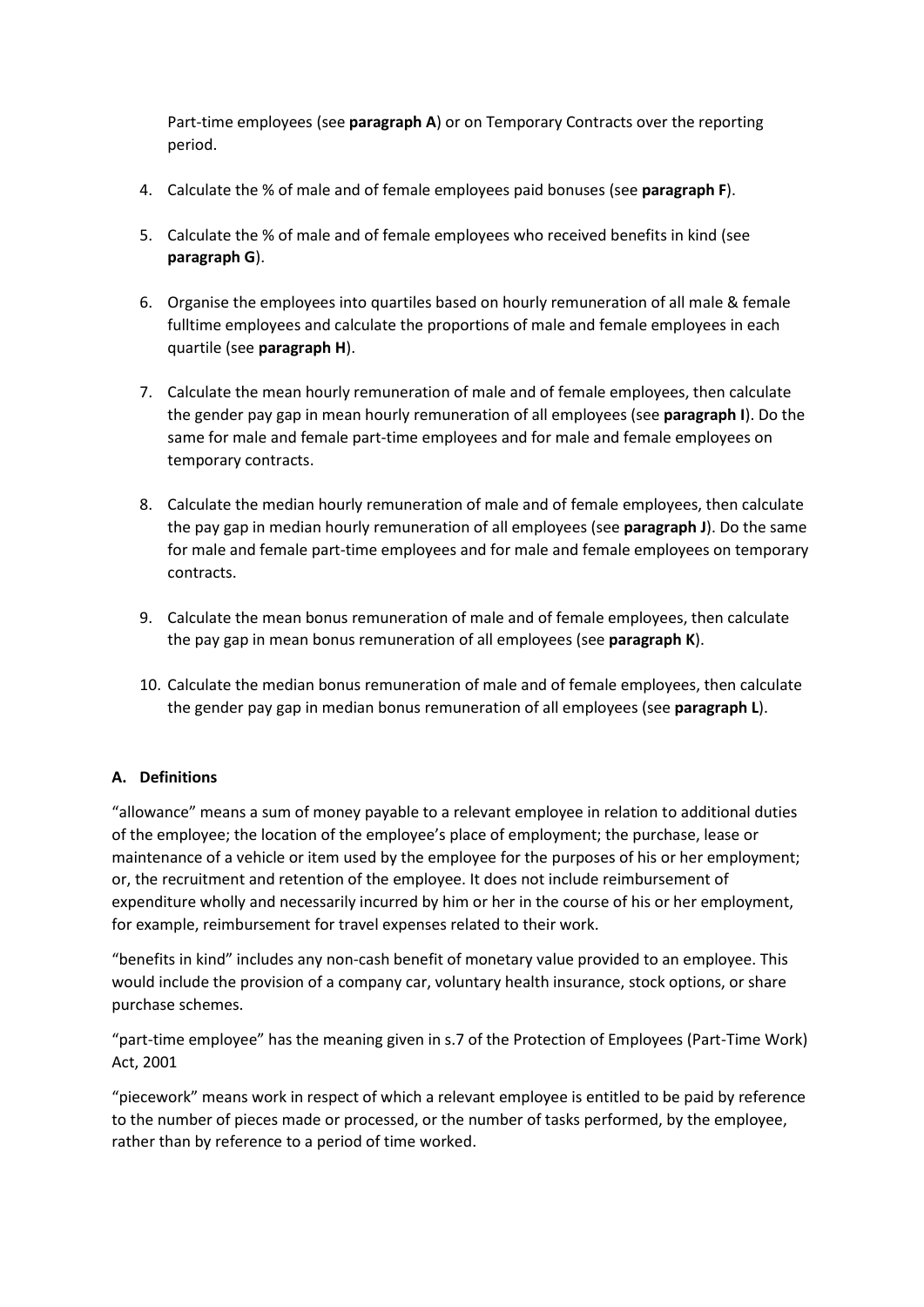Part-time employees (see **paragraph A**) or on Temporary Contracts over the reporting period.

4. Calculate the % of male and of female employees paid bonuses (see **paragraph F**).

5. Calculate the % of male and of female employees who received benefits in kind (see **paragraph G**).

6. Organise the employees into quartiles based on hourly remuneration of all male & female fulltime employees and calculate the proportions of male and female employees in each quartile (see **paragraph H**).

7. Calculate the mean hourly remuneration of male and of female employees, then calculate the gender pay gap in mean hourly remuneration of all employees (see **paragraph I**). Do the same for male and female part-time employees and for male and female employees on temporary contracts.

8. Calculate the median hourly remuneration of male and of female employees, then calculate the pay gap in median hourly remuneration of all employees (see **paragraph J**). Do the same for male and female part-time employees and for male and female employees on temporary contracts.

9. Calculate the mean bonus remuneration of male and of female employees, then calculate the pay gap in mean bonus remuneration of all employees (see **paragraph K**).

10. Calculate the median bonus remuneration of male and of female employees, then calculate the gender pay gap in median bonus remuneration of all employees (see **paragraph L**).

### A. Definitions

"allowance" means a sum of money payable to a relevant employee in relation to additional duties of the employee; the location of the employee's place of employment; the purchase, lease or maintenance of a vehicle or item used by the employee for the purposes of his or her employment; or, the recruitment and retention of the employee. It does not include reimbursement of expenditure wholly and necessarily incurred by him or her in the course of his or her employment, for example, reimbursement for travel expenses related to their work.

"benefits in kind" includes any non-cash benefit of monetary value provided to an employee. This would include the provision of a company car, voluntary health insurance, stock options, or share purchase schemes.

"part-time employee" has the meaning given in s.7 of the Protection of Employees (Part-Time Work) Act, 2001

"piecework" means work in respect of which a relevant employee is entitled to be paid by reference to the number of pieces made or processed, or the number of tasks performed, by the employee, rather than by reference to a period of time worked.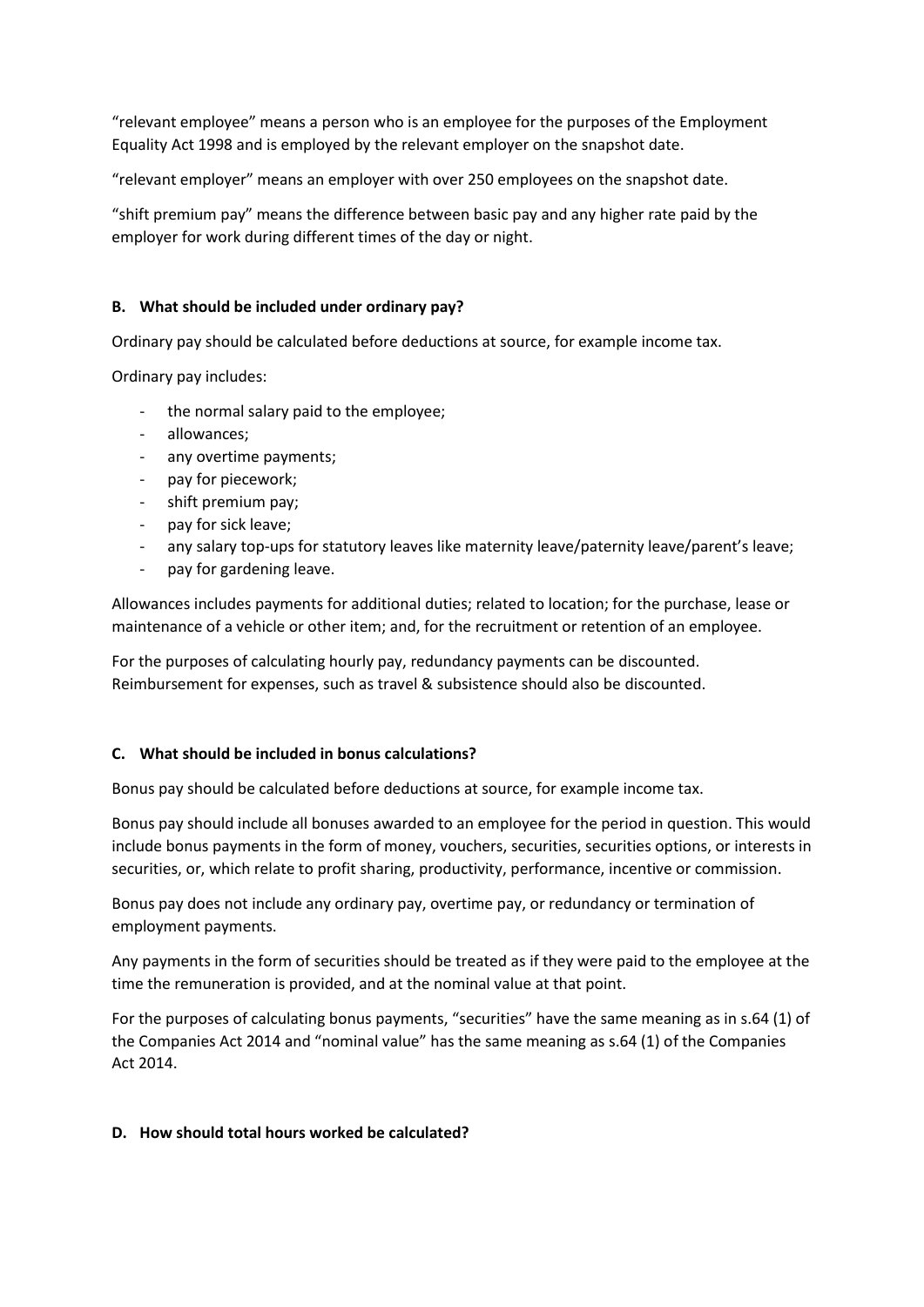"relevant employee" means a person who is an employee for the purposes of the Employment Equality Act 1998 and is employed by the relevant employer on the snapshot date.

"relevant employer" means an employer with over 250 employees on the snapshot date.

"shift premium pay" means the difference between basic pay and any higher rate paid by the employer for work during different times of the day or night.

### B. What should be included under ordinary pay?

Ordinary pay should be calculated before deductions at source, for example income tax.

Ordinary pay includes:

- the normal salary paid to the employee;
- allowances;
- any overtime payments;
- pay for piecework;
- shift premium pay;
- pay for sick leave;
- any salary top-ups for statutory leaves like maternity leave/paternity leave/parent's leave;
- pay for gardening leave.

Allowances includes payments for additional duties; related to location; for the purchase, lease or maintenance of a vehicle or other item; and, for the recruitment or retention of an employee.

For the purposes of calculating hourly pay, redundancy payments can be discounted. Reimbursement for expenses, such as travel & subsistence should also be discounted.

### C. What should be included in bonus calculations?

Bonus pay should be calculated before deductions at source, for example income tax.

Bonus pay should include all bonuses awarded to an employee for the period in question. This would include bonus payments in the form of money, vouchers, securities, securities options, or interests in securities, or, which relate to profit sharing, productivity, performance, incentive or commission.

Bonus pay does not include any ordinary pay, overtime pay, or redundancy or termination of employment payments.

Any payments in the form of securities should be treated as if they were paid to the employee at the time the remuneration is provided, and at the nominal value at that point.

For the purposes of calculating bonus payments, "securities" have the same meaning as in s.64 (1) of the Companies Act 2014 and "nominal value" has the same meaning as s.64 (1) of the Companies Act 2014.

### D. How should total hours worked be calculated?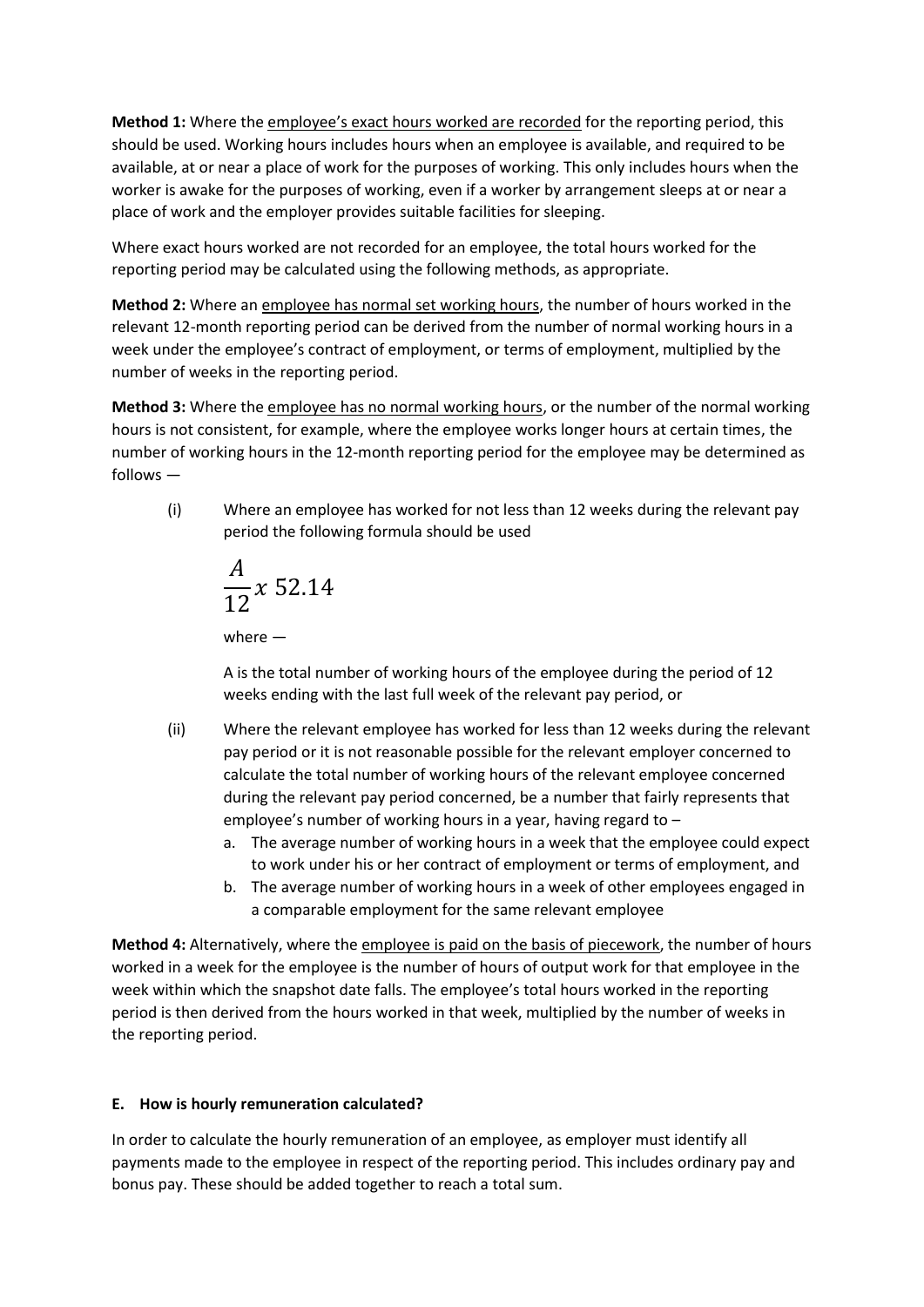**Method 1:** Where the employee's exact hours worked are recorded for the reporting period, this should be used. Working hours includes hours when an employee is available, and required to be available, at or near a place of work for the purposes of working. This only includes hours when the worker is awake for the purposes of working, even if a worker by arrangement sleeps at or near a place of work and the employer provides suitable facilities for sleeping.

Where exact hours worked are not recorded for an employee, the total hours worked for the reporting period may be calculated using the following methods, as appropriate.

**Method 2:** Where an employee has normal set working hours, the number of hours worked in the relevant 12-month reporting period can be derived from the number of normal working hours in a week under the employee's contract of employment, or terms of employment, multiplied by the number of weeks in the reporting period.

**Method 3:** Where the employee has no normal working hours, or the number of the normal working hours is not consistent, for example, where the employee works longer hours at certain times, the number of working hours in the 12-month reporting period for the employee may be determined as follows —

(i) Where an employee has worked for not less than 12 weeks during the relevant pay period the following formula should be used

$$\frac{A}{12} x \ 52.14$$

where —

A is the total number of working hours of the employee during the period of 12 weeks ending with the last full week of the relevant pay period, or

(ii) Where the relevant employee has worked for less than 12 weeks during the relevant pay period or it is not reasonable possible for the relevant employer concerned to calculate the total number of working hours of the relevant employee concerned during the relevant pay period concerned, be a number that fairly represents that employee's number of working hours in a year, having regard to –

a. The average number of working hours in a week that the employee could expect to work under his or her contract of employment or terms of employment, and
b. The average number of working hours in a week of other employees engaged in a comparable employment for the same relevant employee

**Method 4:** Alternatively, where the employee is paid on the basis of piecework, the number of hours worked in a week for the employee is the number of hours of output work for that employee in the week within which the snapshot date falls. The employee's total hours worked in the reporting period is then derived from the hours worked in that week, multiplied by the number of weeks in the reporting period.

**E. How is hourly remuneration calculated?**

In order to calculate the hourly remuneration of an employee, as employer must identify all payments made to the employee in respect of the reporting period. This includes ordinary pay and bonus pay. These should be added together to reach a total sum.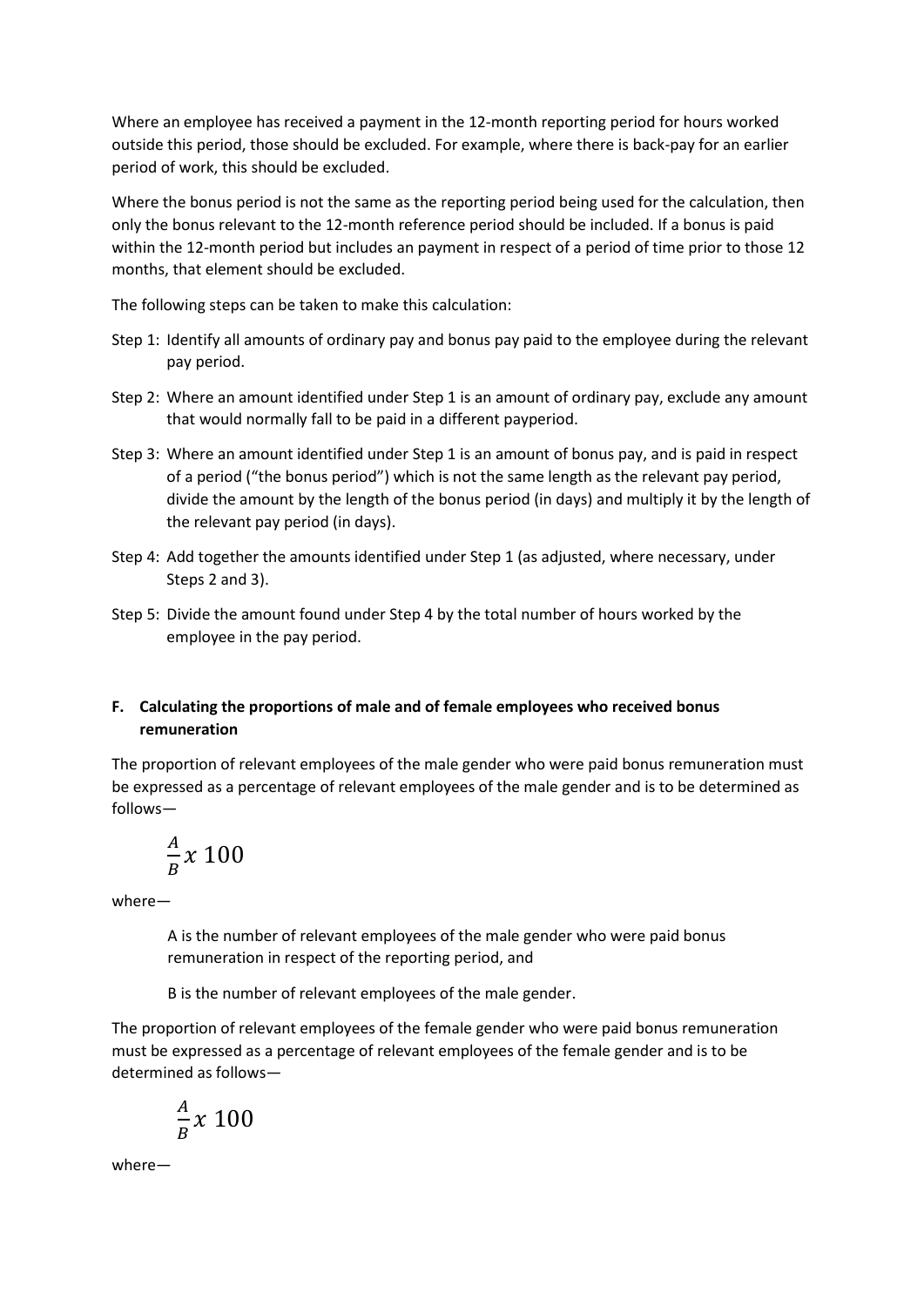Where an employee has received a payment in the 12-month reporting period for hours worked outside this period, those should be excluded. For example, where there is back-pay for an earlier period of work, this should be excluded.

Where the bonus period is not the same as the reporting period being used for the calculation, then only the bonus relevant to the 12-month reference period should be included. If a bonus is paid within the 12-month period but includes an payment in respect of a period of time prior to those 12 months, that element should be excluded.

The following steps can be taken to make this calculation:

Step 1: Identify all amounts of ordinary pay and bonus pay paid to the employee during the relevant pay period.

Step 2: Where an amount identified under Step 1 is an amount of ordinary pay, exclude any amount that would normally fall to be paid in a different payperiod.

Step 3: Where an amount identified under Step 1 is an amount of bonus pay, and is paid in respect of a period ("the bonus period") which is not the same length as the relevant pay period, divide the amount by the length of the bonus period (in days) and multiply it by the length of the relevant pay period (in days).

Step 4: Add together the amounts identified under Step 1 (as adjusted, where necessary, under Steps 2 and 3).

Step 5: Divide the amount found under Step 4 by the total number of hours worked by the employee in the pay period.

## F. Calculating the proportions of male and of female employees who received bonus remuneration

The proportion of relevant employees of the male gender who were paid bonus remuneration must be expressed as a percentage of relevant employees of the male gender and is to be determined as follows—

$$\frac{A}{B} x\ 100$$

where—

A is the number of relevant employees of the male gender who were paid bonus remuneration in respect of the reporting period, and

B is the number of relevant employees of the male gender.

The proportion of relevant employees of the female gender who were paid bonus remuneration must be expressed as a percentage of relevant employees of the female gender and is to be determined as follows—

$$\frac{A}{B} x\ 100$$

where—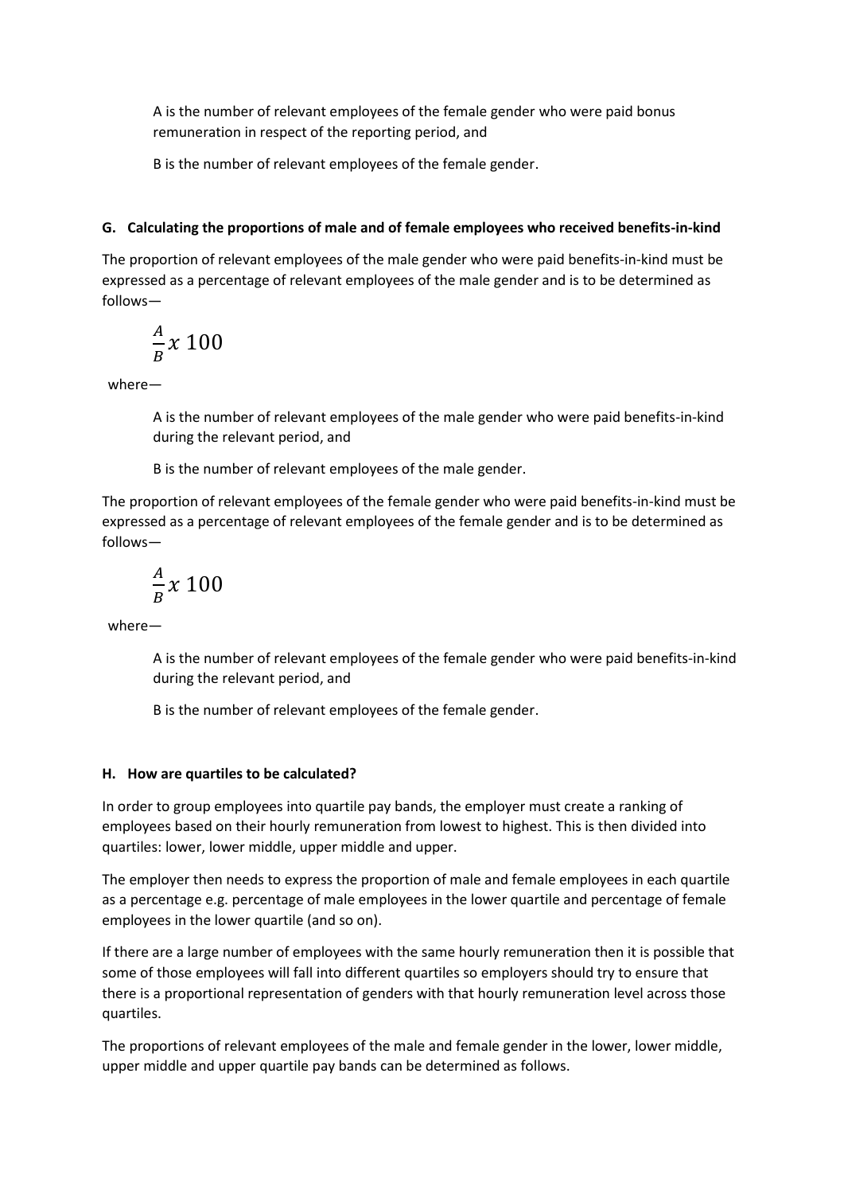A is the number of relevant employees of the female gender who were paid bonus remuneration in respect of the reporting period, and

B is the number of relevant employees of the female gender.

#### G. Calculating the proportions of male and of female employees who received benefits-in-kind

The proportion of relevant employees of the male gender who were paid benefits-in-kind must be expressed as a percentage of relevant employees of the male gender and is to be determined as follows—

$$\frac{A}{B} x \ 100$$

where—

A is the number of relevant employees of the male gender who were paid benefits-in-kind during the relevant period, and

B is the number of relevant employees of the male gender.

The proportion of relevant employees of the female gender who were paid benefits-in-kind must be expressed as a percentage of relevant employees of the female gender and is to be determined as follows—

$$\frac{A}{B} x \ 100$$

where—

A is the number of relevant employees of the female gender who were paid benefits-in-kind during the relevant period, and

B is the number of relevant employees of the female gender.

#### H. How are quartiles to be calculated?

In order to group employees into quartile pay bands, the employer must create a ranking of employees based on their hourly remuneration from lowest to highest. This is then divided into quartiles: lower, lower middle, upper middle and upper.

The employer then needs to express the proportion of male and female employees in each quartile as a percentage e.g. percentage of male employees in the lower quartile and percentage of female employees in the lower quartile (and so on).

If there are a large number of employees with the same hourly remuneration then it is possible that some of those employees will fall into different quartiles so employers should try to ensure that there is a proportional representation of genders with that hourly remuneration level across those quartiles.

The proportions of relevant employees of the male and female gender in the lower, lower middle, upper middle and upper quartile pay bands can be determined as follows.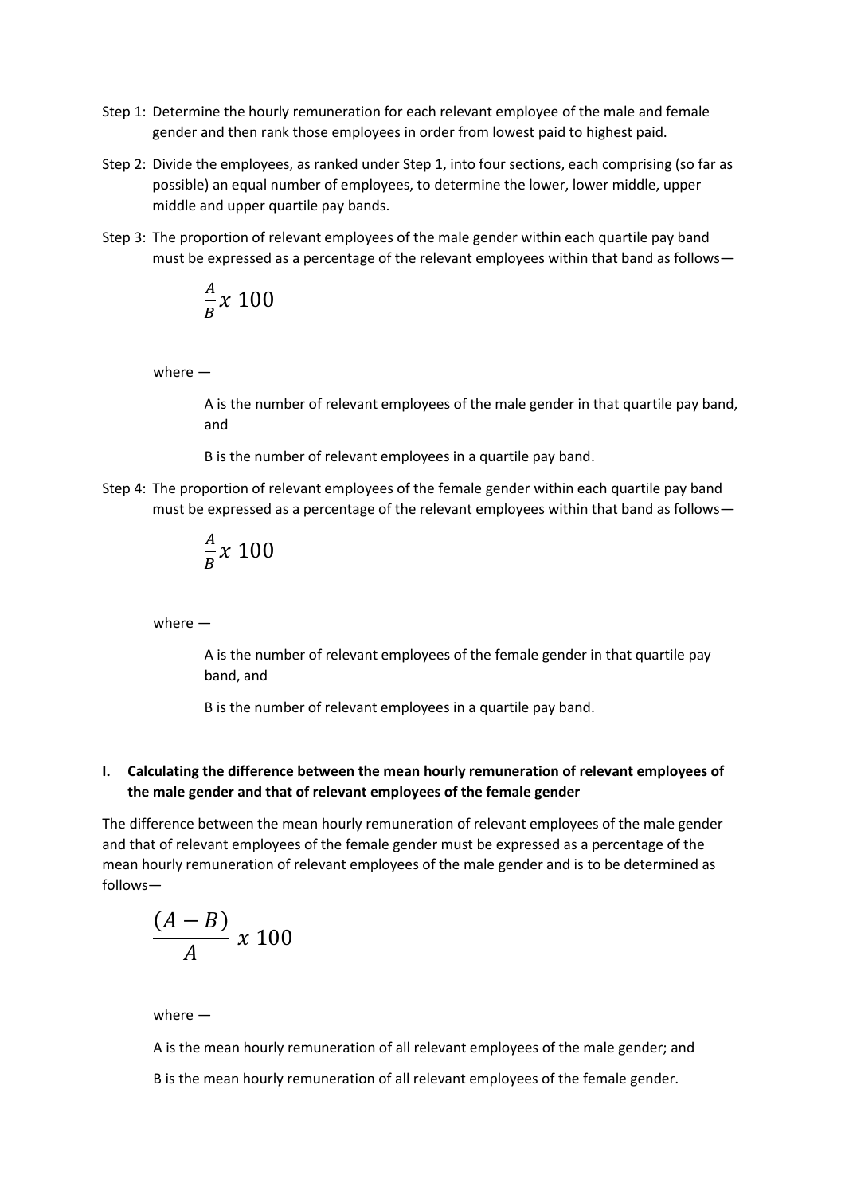Step 1: Determine the hourly remuneration for each relevant employee of the male and female gender and then rank those employees in order from lowest paid to highest paid.

Step 2: Divide the employees, as ranked under Step 1, into four sections, each comprising (so far as possible) an equal number of employees, to determine the lower, lower middle, upper middle and upper quartile pay bands.

Step 3: The proportion of relevant employees of the male gender within each quartile pay band must be expressed as a percentage of the relevant employees within that band as follows—

$$\frac{A}{B} x\ 100$$

where —

A is the number of relevant employees of the male gender in that quartile pay band, and

B is the number of relevant employees in a quartile pay band.

Step 4: The proportion of relevant employees of the female gender within each quartile pay band must be expressed as a percentage of the relevant employees within that band as follows—

$$\frac{A}{B} x\ 100$$

where —

A is the number of relevant employees of the female gender in that quartile pay band, and

B is the number of relevant employees in a quartile pay band.

## I. Calculating the difference between the mean hourly remuneration of relevant employees of the male gender and that of relevant employees of the female gender

The difference between the mean hourly remuneration of relevant employees of the male gender and that of relevant employees of the female gender must be expressed as a percentage of the mean hourly remuneration of relevant employees of the male gender and is to be determined as follows—

$$\frac{(A - B)}{A} x\ 100$$

where —

A is the mean hourly remuneration of all relevant employees of the male gender; and

B is the mean hourly remuneration of all relevant employees of the female gender.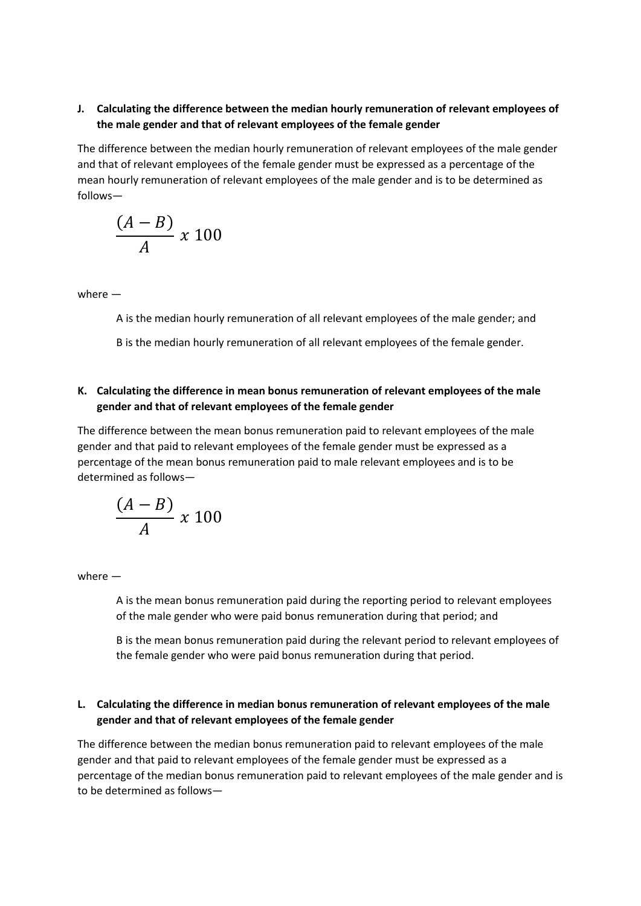**J. Calculating the difference between the median hourly remuneration of relevant employees of the male gender and that of relevant employees of the female gender**

The difference between the median hourly remuneration of relevant employees of the male gender and that of relevant employees of the female gender must be expressed as a percentage of the mean hourly remuneration of relevant employees of the male gender and is to be determined as follows—

$$\frac{(A - B)}{A} \; x \; 100$$

where —

A is the median hourly remuneration of all relevant employees of the male gender; and

B is the median hourly remuneration of all relevant employees of the female gender.

**K. Calculating the difference in mean bonus remuneration of relevant employees of the male gender and that of relevant employees of the female gender**

The difference between the mean bonus remuneration paid to relevant employees of the male gender and that paid to relevant employees of the female gender must be expressed as a percentage of the mean bonus remuneration paid to male relevant employees and is to be determined as follows—

$$\frac{(A - B)}{A} \; x \; 100$$

where —

A is the mean bonus remuneration paid during the reporting period to relevant employees of the male gender who were paid bonus remuneration during that period; and

B is the mean bonus remuneration paid during the relevant period to relevant employees of the female gender who were paid bonus remuneration during that period.

**L. Calculating the difference in median bonus remuneration of relevant employees of the male gender and that of relevant employees of the female gender**

The difference between the median bonus remuneration paid to relevant employees of the male gender and that paid to relevant employees of the female gender must be expressed as a percentage of the median bonus remuneration paid to relevant employees of the male gender and is to be determined as follows—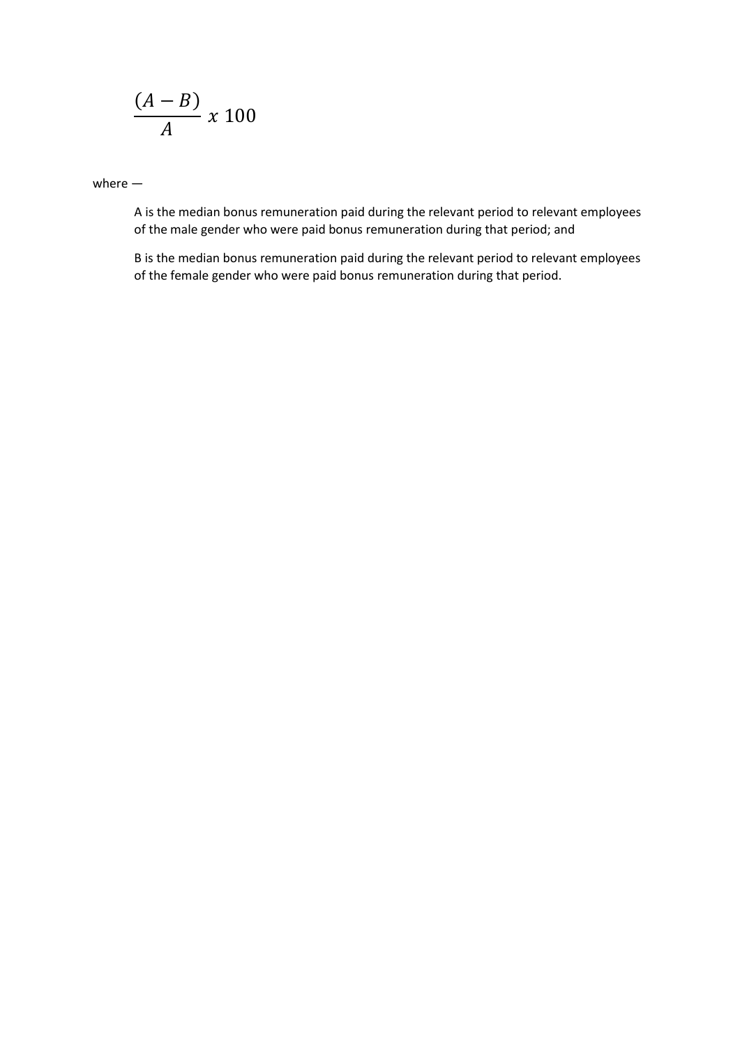$$\frac{(A-B)}{A}\ x\ 100$$

where —

A is the median bonus remuneration paid during the relevant period to relevant employees of the male gender who were paid bonus remuneration during that period; and

B is the median bonus remuneration paid during the relevant period to relevant employees of the female gender who were paid bonus remuneration during that period.